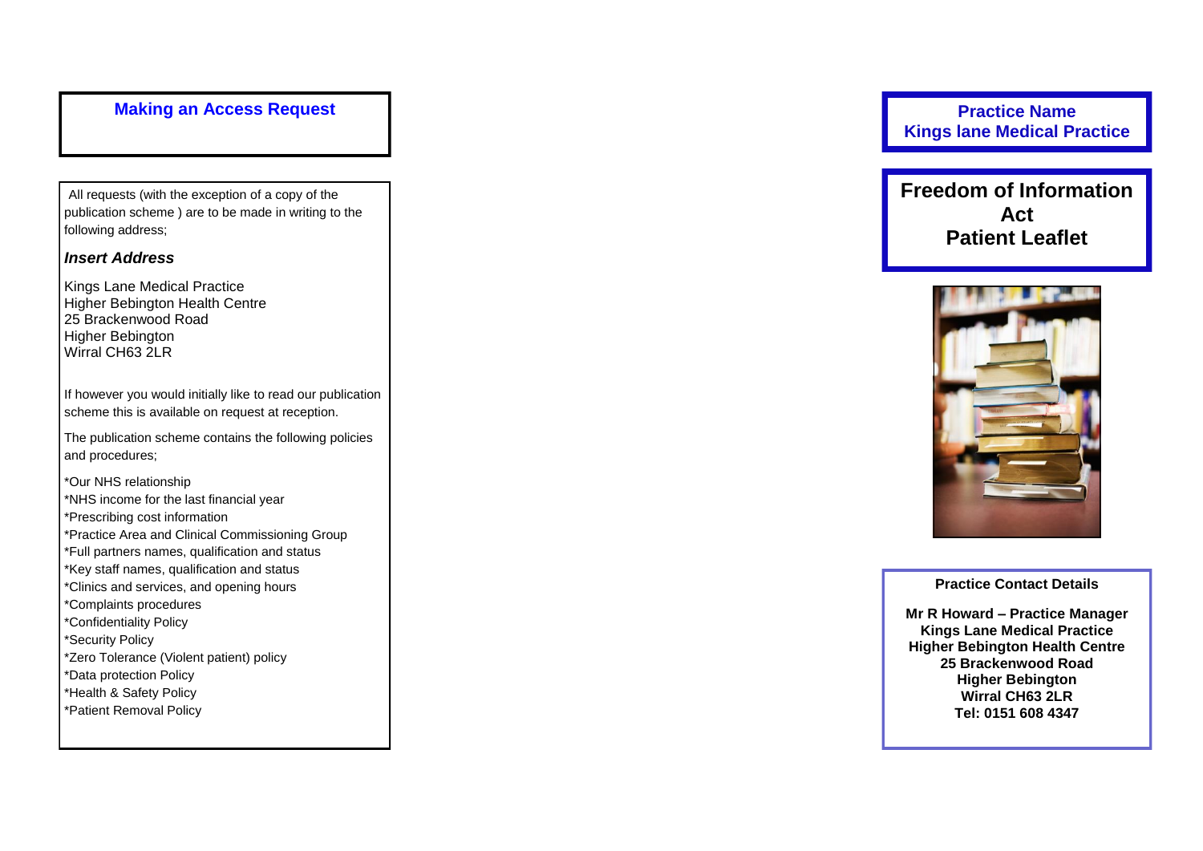## Making an Access Request

All requests (with the exception of a copy of the publication scheme ) are to be made in writing to the following address;

***Insert Address***

Kings Lane Medical Practice
Higher Bebington Health Centre
25 Brackenwood Road
Higher Bebington
Wirral CH63 2LR

If however you would initially like to read our publication scheme this is available on request at reception.

The publication scheme contains the following policies and procedures;

*Our NHS relationship
*NHS income for the last financial year
*Prescribing cost information
*Practice Area and Clinical Commissioning Group
*Full partners names, qualification and status
*Key staff names, qualification and status
*Clinics and services, and opening hours
*Complaints procedures
*Confidentiality Policy
*Security Policy
*Zero Tolerance (Violent patient) policy
*Data protection Policy
*Health & Safety Policy
*Patient Removal Policy

**Practice Name**
**Kings lane Medical Practice**

# Freedom of Information Act Patient Leaflet

**Practice Contact Details**

**Mr R Howard – Practice Manager**
**Kings Lane Medical Practice**
**Higher Bebington Health Centre**
**25 Brackenwood Road**
**Higher Bebington**
**Wirral CH63 2LR**
**Tel: 0151 608 4347**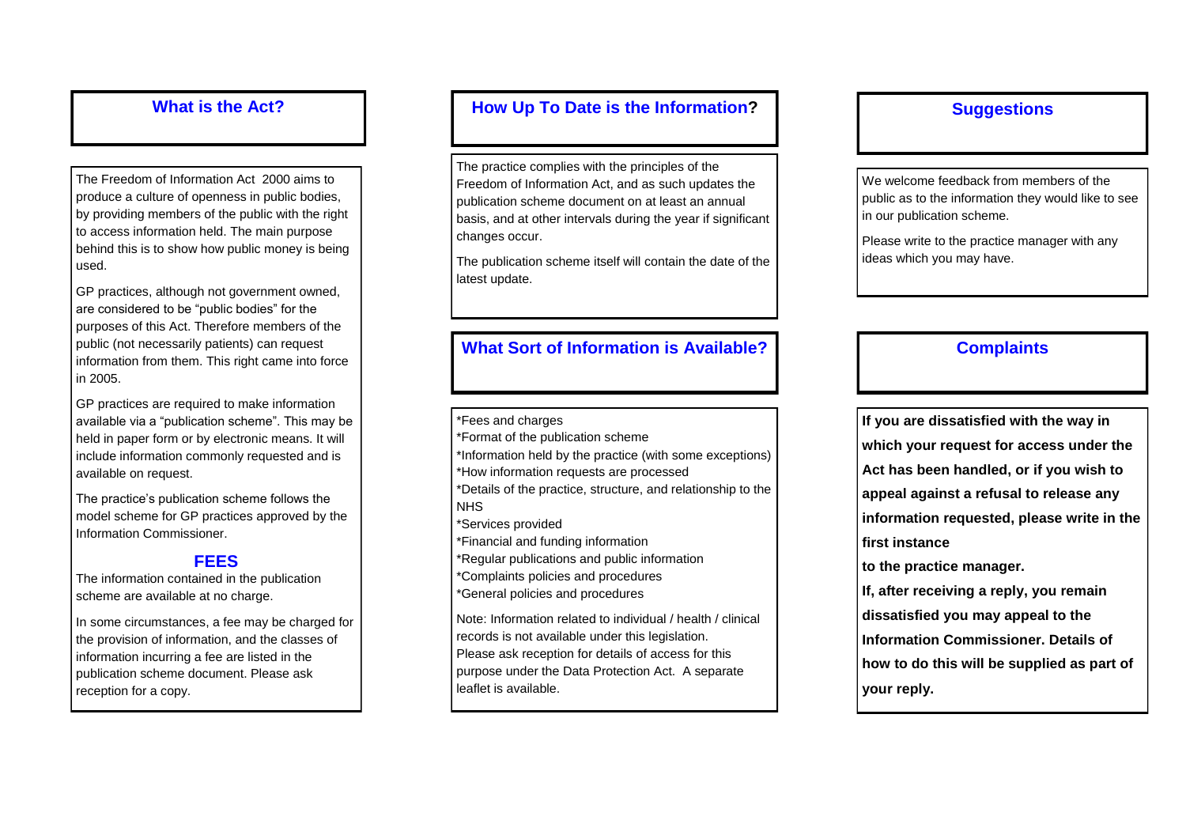## What is the Act?

The Freedom of Information Act 2000 aims to produce a culture of openness in public bodies, by providing members of the public with the right to access information held. The main purpose behind this is to show how public money is being used.

GP practices, although not government owned, are considered to be "public bodies" for the purposes of this Act. Therefore members of the public (not necessarily patients) can request information from them. This right came into force in 2005.

GP practices are required to make information available via a "publication scheme". This may be held in paper form or by electronic means. It will include information commonly requested and is available on request.

The practice's publication scheme follows the model scheme for GP practices approved by the Information Commissioner.

### FEES

The information contained in the publication scheme are available at no charge.

In some circumstances, a fee may be charged for the provision of information, and the classes of information incurring a fee are listed in the publication scheme document. Please ask reception for a copy.

## How Up To Date is the Information?

The practice complies with the principles of the Freedom of Information Act, and as such updates the publication scheme document on at least an annual basis, and at other intervals during the year if significant changes occur.

The publication scheme itself will contain the date of the latest update.

## What Sort of Information is Available?

*Fees and charges
*Format of the publication scheme
*Information held by the practice (with some exceptions)
*How information requests are processed
*Details of the practice, structure, and relationship to the NHS
*Services provided
*Financial and funding information
*Regular publications and public information
*Complaints policies and procedures
*General policies and procedures

Note: Information related to individual / health / clinical records is not available under this legislation. Please ask reception for details of access for this purpose under the Data Protection Act. A separate leaflet is available.

## Suggestions

We welcome feedback from members of the public as to the information they would like to see in our publication scheme.

Please write to the practice manager with any ideas which you may have.

## Complaints

**If you are dissatisfied with the way in which your request for access under the Act has been handled, or if you wish to appeal against a refusal to release any information requested, please write in the first instance to the practice manager.**

**If, after receiving a reply, you remain dissatisfied you may appeal to the Information Commissioner. Details of how to do this will be supplied as part of your reply.**